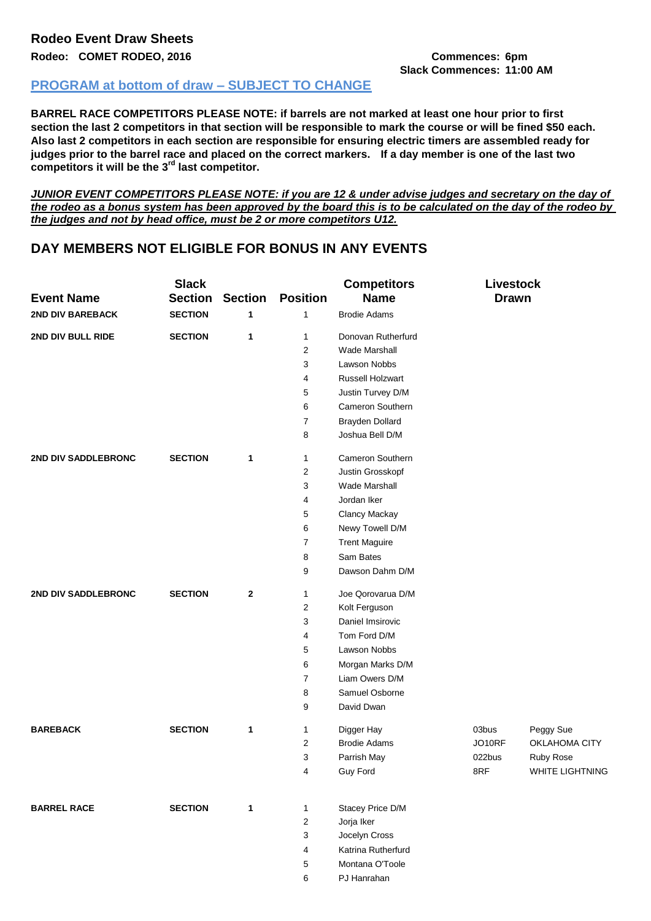## Rodeo Event Draw Sheets

**Rodeo: COMET RODEO, 2016**

**Commences: 6pm**
**Slack Commences: 11:00 AM**

**PROGRAM at bottom of draw – SUBJECT TO CHANGE**

**BARREL RACE COMPETITORS PLEASE NOTE: if barrels are not marked at least one hour prior to first section the last 2 competitors in that section will be responsible to mark the course or will be fined $50 each. Also last 2 competitors in each section are responsible for ensuring electric timers are assembled ready for judges prior to the barrel race and placed on the correct markers. If a day member is one of the last two competitors it will be the 3rd last competitor.**

***JUNIOR EVENT COMPETITORS PLEASE NOTE: if you are 12 & under advise judges and secretary on the day of the rodeo as a bonus system has been approved by the board this is to be calculated on the day of the rodeo by the judges and not by head office, must be 2 or more competitors U12.***

## DAY MEMBERS NOT ELIGIBLE FOR BONUS IN ANY EVENTS

| Event Name | Slack Section | Section | Position | Competitors Name | Livestock Drawn | |
|---|---|---|---|---|---|---|
| **2ND DIV BAREBACK** | **SECTION** | **1** | 1 | Brodie Adams | | |
| **2ND DIV BULL RIDE** | **SECTION** | **1** | 1 | Donovan Rutherfurd | | |
| | | | 2 | Wade Marshall | | |
| | | | 3 | Lawson Nobbs | | |
| | | | 4 | Russell Holzwart | | |
| | | | 5 | Justin Turvey D/M | | |
| | | | 6 | Cameron Southern | | |
| | | | 7 | Brayden Dollard | | |
| | | | 8 | Joshua Bell D/M | | |
| **2ND DIV SADDLEBRONC** | **SECTION** | **1** | 1 | Cameron Southern | | |
| | | | 2 | Justin Grosskopf | | |
| | | | 3 | Wade Marshall | | |
| | | | 4 | Jordan Iker | | |
| | | | 5 | Clancy Mackay | | |
| | | | 6 | Newy Towell D/M | | |
| | | | 7 | Trent Maguire | | |
| | | | 8 | Sam Bates | | |
| | | | 9 | Dawson Dahm D/M | | |
| **2ND DIV SADDLEBRONC** | **SECTION** | **2** | 1 | Joe Qorovarua D/M | | |
| | | | 2 | Kolt Ferguson | | |
| | | | 3 | Daniel Imsirovic | | |
| | | | 4 | Tom Ford D/M | | |
| | | | 5 | Lawson Nobbs | | |
| | | | 6 | Morgan Marks D/M | | |
| | | | 7 | Liam Owers D/M | | |
| | | | 8 | Samuel Osborne | | |
| | | | 9 | David Dwan | | |
| **BAREBACK** | **SECTION** | **1** | 1 | Digger Hay | 03bus | Peggy Sue |
| | | | 2 | Brodie Adams | JO10RF | OKLAHOMA CITY |
| | | | 3 | Parrish May | 022bus | Ruby Rose |
| | | | 4 | Guy Ford | 8RF | WHITE LIGHTNING |
| **BARREL RACE** | **SECTION** | **1** | 1 | Stacey Price D/M | | |
| | | | 2 | Jorja Iker | | |
| | | | 3 | Jocelyn Cross | | |
| | | | 4 | Katrina Rutherfurd | | |
| | | | 5 | Montana O'Toole | | |
| | | | 6 | PJ Hanrahan | | |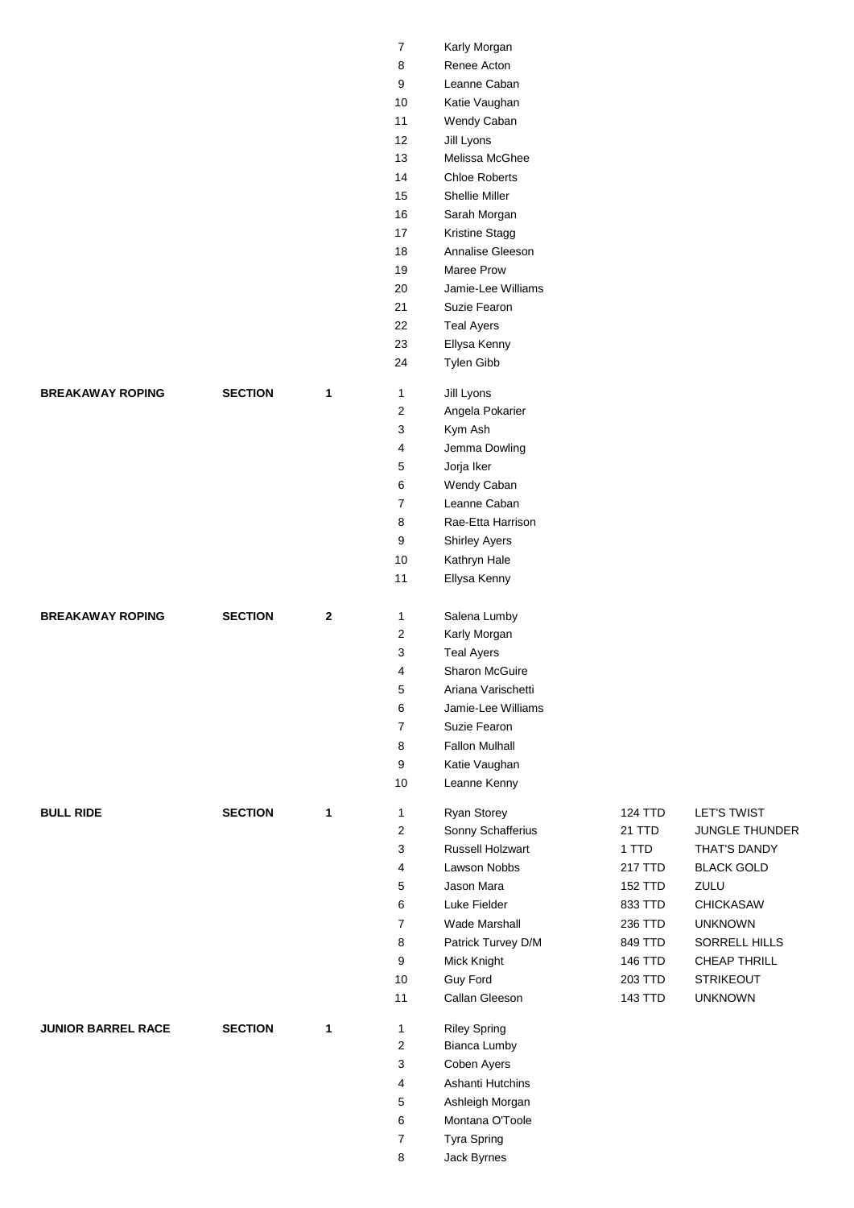| Event | | | No. | Name | | |
|---|---|---|---|---|---|---|
| | | | 7 | Karly Morgan | | |
| | | | 8 | Renee Acton | | |
| | | | 9 | Leanne Caban | | |
| | | | 10 | Katie Vaughan | | |
| | | | 11 | Wendy Caban | | |
| | | | 12 | Jill Lyons | | |
| | | | 13 | Melissa McGhee | | |
| | | | 14 | Chloe Roberts | | |
| | | | 15 | Shellie Miller | | |
| | | | 16 | Sarah Morgan | | |
| | | | 17 | Kristine Stagg | | |
| | | | 18 | Annalise Gleeson | | |
| | | | 19 | Maree Prow | | |
| | | | 20 | Jamie-Lee Williams | | |
| | | | 21 | Suzie Fearon | | |
| | | | 22 | Teal Ayers | | |
| | | | 23 | Ellysa Kenny | | |
| | | | 24 | Tylen Gibb | | |
| **BREAKAWAY ROPING** | **SECTION** | **1** | 1 | Jill Lyons | | |
| | | | 2 | Angela Pokarier | | |
| | | | 3 | Kym Ash | | |
| | | | 4 | Jemma Dowling | | |
| | | | 5 | Jorja Iker | | |
| | | | 6 | Wendy Caban | | |
| | | | 7 | Leanne Caban | | |
| | | | 8 | Rae-Etta Harrison | | |
| | | | 9 | Shirley Ayers | | |
| | | | 10 | Kathryn Hale | | |
| | | | 11 | Ellysa Kenny | | |
| **BREAKAWAY ROPING** | **SECTION** | **2** | 1 | Salena Lumby | | |
| | | | 2 | Karly Morgan | | |
| | | | 3 | Teal Ayers | | |
| | | | 4 | Sharon McGuire | | |
| | | | 5 | Ariana Varischetti | | |
| | | | 6 | Jamie-Lee Williams | | |
| | | | 7 | Suzie Fearon | | |
| | | | 8 | Fallon Mulhall | | |
| | | | 9 | Katie Vaughan | | |
| | | | 10 | Leanne Kenny | | |
| **BULL RIDE** | **SECTION** | **1** | 1 | Ryan Storey | 124 TTD | LET'S TWIST |
| | | | 2 | Sonny Schafferius | 21 TTD | JUNGLE THUNDER |
| | | | 3 | Russell Holzwart | 1 TTD | THAT'S DANDY |
| | | | 4 | Lawson Nobbs | 217 TTD | BLACK GOLD |
| | | | 5 | Jason Mara | 152 TTD | ZULU |
| | | | 6 | Luke Fielder | 833 TTD | CHICKASAW |
| | | | 7 | Wade Marshall | 236 TTD | UNKNOWN |
| | | | 8 | Patrick Turvey D/M | 849 TTD | SORRELL HILLS |
| | | | 9 | Mick Knight | 146 TTD | CHEAP THRILL |
| | | | 10 | Guy Ford | 203 TTD | STRIKEOUT |
| | | | 11 | Callan Gleeson | 143 TTD | UNKNOWN |
| **JUNIOR BARREL RACE** | **SECTION** | **1** | 1 | Riley Spring | | |
| | | | 2 | Bianca Lumby | | |
| | | | 3 | Coben Ayers | | |
| | | | 4 | Ashanti Hutchins | | |
| | | | 5 | Ashleigh Morgan | | |
| | | | 6 | Montana O'Toole | | |
| | | | 7 | Tyra Spring | | |
| | | | 8 | Jack Byrnes | | |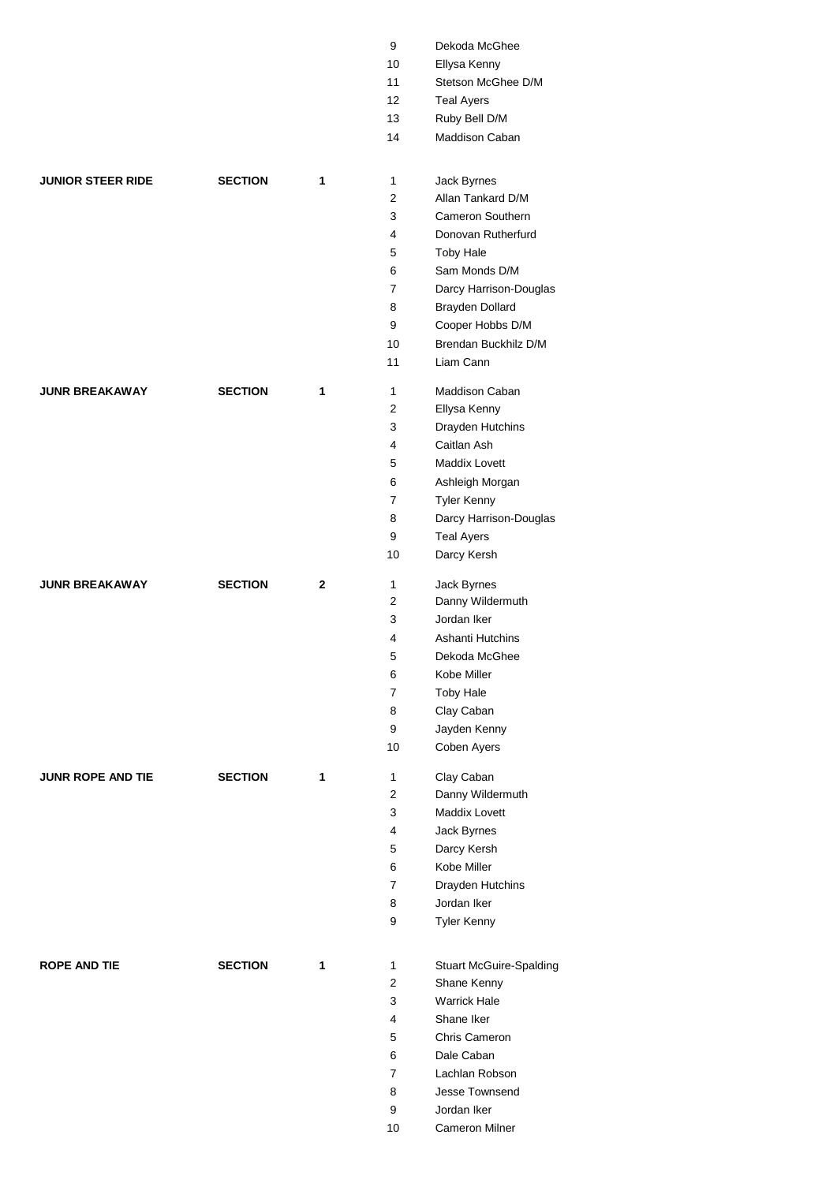| Event | | Section | Position | Name |
|---|---|---|---|---|
| | | | 9 | Dekoda McGhee |
| | | | 10 | Ellysa Kenny |
| | | | 11 | Stetson McGhee D/M |
| | | | 12 | Teal Ayers |
| | | | 13 | Ruby Bell D/M |
| | | | 14 | Maddison Caban |
| **JUNIOR STEER RIDE** | **SECTION** | **1** | 1 | Jack Byrnes |
| | | | 2 | Allan Tankard D/M |
| | | | 3 | Cameron Southern |
| | | | 4 | Donovan Rutherfurd |
| | | | 5 | Toby Hale |
| | | | 6 | Sam Monds D/M |
| | | | 7 | Darcy Harrison-Douglas |
| | | | 8 | Brayden Dollard |
| | | | 9 | Cooper Hobbs D/M |
| | | | 10 | Brendan Buckhilz D/M |
| | | | 11 | Liam Cann |
| **JUNR BREAKAWAY** | **SECTION** | **1** | 1 | Maddison Caban |
| | | | 2 | Ellysa Kenny |
| | | | 3 | Drayden Hutchins |
| | | | 4 | Caitlan Ash |
| | | | 5 | Maddix Lovett |
| | | | 6 | Ashleigh Morgan |
| | | | 7 | Tyler Kenny |
| | | | 8 | Darcy Harrison-Douglas |
| | | | 9 | Teal Ayers |
| | | | 10 | Darcy Kersh |
| **JUNR BREAKAWAY** | **SECTION** | **2** | 1 | Jack Byrnes |
| | | | 2 | Danny Wildermuth |
| | | | 3 | Jordan Iker |
| | | | 4 | Ashanti Hutchins |
| | | | 5 | Dekoda McGhee |
| | | | 6 | Kobe Miller |
| | | | 7 | Toby Hale |
| | | | 8 | Clay Caban |
| | | | 9 | Jayden Kenny |
| | | | 10 | Coben Ayers |
| **JUNR ROPE AND TIE** | **SECTION** | **1** | 1 | Clay Caban |
| | | | 2 | Danny Wildermuth |
| | | | 3 | Maddix Lovett |
| | | | 4 | Jack Byrnes |
| | | | 5 | Darcy Kersh |
| | | | 6 | Kobe Miller |
| | | | 7 | Drayden Hutchins |
| | | | 8 | Jordan Iker |
| | | | 9 | Tyler Kenny |
| **ROPE AND TIE** | **SECTION** | **1** | 1 | Stuart McGuire-Spalding |
| | | | 2 | Shane Kenny |
| | | | 3 | Warrick Hale |
| | | | 4 | Shane Iker |
| | | | 5 | Chris Cameron |
| | | | 6 | Dale Caban |
| | | | 7 | Lachlan Robson |
| | | | 8 | Jesse Townsend |
| | | | 9 | Jordan Iker |
| | | | 10 | Cameron Milner |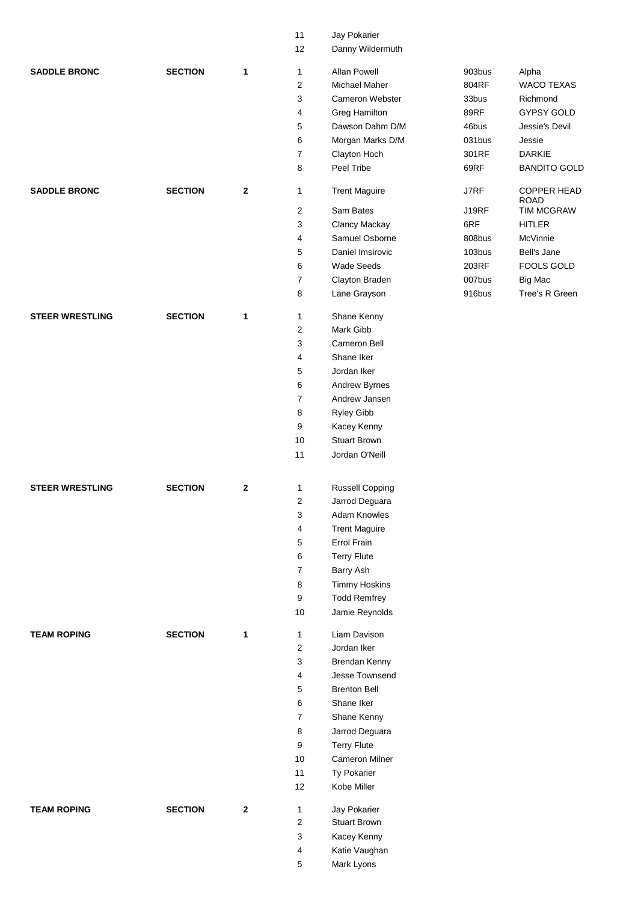| | | | | | | |
|---|---|---|---|---|---|---|
| | | | 11 | Jay Pokarier | | |
| | | | 12 | Danny Wildermuth | | |
| **SADDLE BRONC** | **SECTION** | **1** | 1 | Allan Powell | 903bus | Alpha |
| | | | 2 | Michael Maher | 804RF | WACO TEXAS |
| | | | 3 | Cameron Webster | 33bus | Richmond |
| | | | 4 | Greg Hamilton | 89RF | GYPSY GOLD |
| | | | 5 | Dawson Dahm D/M | 46bus | Jessie's Devil |
| | | | 6 | Morgan Marks D/M | 031bus | Jessie |
| | | | 7 | Clayton Hoch | 301RF | DARKIE |
| | | | 8 | Peel Tribe | 69RF | BANDITO GOLD |
| **SADDLE BRONC** | **SECTION** | **2** | 1 | Trent Maguire | J7RF | COPPER HEAD ROAD |
| | | | 2 | Sam Bates | J19RF | TIM MCGRAW |
| | | | 3 | Clancy Mackay | 6RF | HITLER |
| | | | 4 | Samuel Osborne | 808bus | McVinnie |
| | | | 5 | Daniel Imsirovic | 103bus | Bell's Jane |
| | | | 6 | Wade Seeds | 203RF | FOOLS GOLD |
| | | | 7 | Clayton Braden | 007bus | Big Mac |
| | | | 8 | Lane Grayson | 916bus | Tree's R Green |
| **STEER WRESTLING** | **SECTION** | **1** | 1 | Shane Kenny | | |
| | | | 2 | Mark Gibb | | |
| | | | 3 | Cameron Bell | | |
| | | | 4 | Shane Iker | | |
| | | | 5 | Jordan Iker | | |
| | | | 6 | Andrew Byrnes | | |
| | | | 7 | Andrew Jansen | | |
| | | | 8 | Ryley Gibb | | |
| | | | 9 | Kacey Kenny | | |
| | | | 10 | Stuart Brown | | |
| | | | 11 | Jordan O'Neill | | |
| **STEER WRESTLING** | **SECTION** | **2** | 1 | Russell Copping | | |
| | | | 2 | Jarrod Deguara | | |
| | | | 3 | Adam Knowles | | |
| | | | 4 | Trent Maguire | | |
| | | | 5 | Errol Frain | | |
| | | | 6 | Terry Flute | | |
| | | | 7 | Barry Ash | | |
| | | | 8 | Timmy Hoskins | | |
| | | | 9 | Todd Remfrey | | |
| | | | 10 | Jamie Reynolds | | |
| **TEAM ROPING** | **SECTION** | **1** | 1 | Liam Davison | | |
| | | | 2 | Jordan Iker | | |
| | | | 3 | Brendan Kenny | | |
| | | | 4 | Jesse Townsend | | |
| | | | 5 | Brenton Bell | | |
| | | | 6 | Shane Iker | | |
| | | | 7 | Shane Kenny | | |
| | | | 8 | Jarrod Deguara | | |
| | | | 9 | Terry Flute | | |
| | | | 10 | Cameron Milner | | |
| | | | 11 | Ty Pokarier | | |
| | | | 12 | Kobe Miller | | |
| **TEAM ROPING** | **SECTION** | **2** | 1 | Jay Pokarier | | |
| | | | 2 | Stuart Brown | | |
| | | | 3 | Kacey Kenny | | |
| | | | 4 | Katie Vaughan | | |
| | | | 5 | Mark Lyons | | |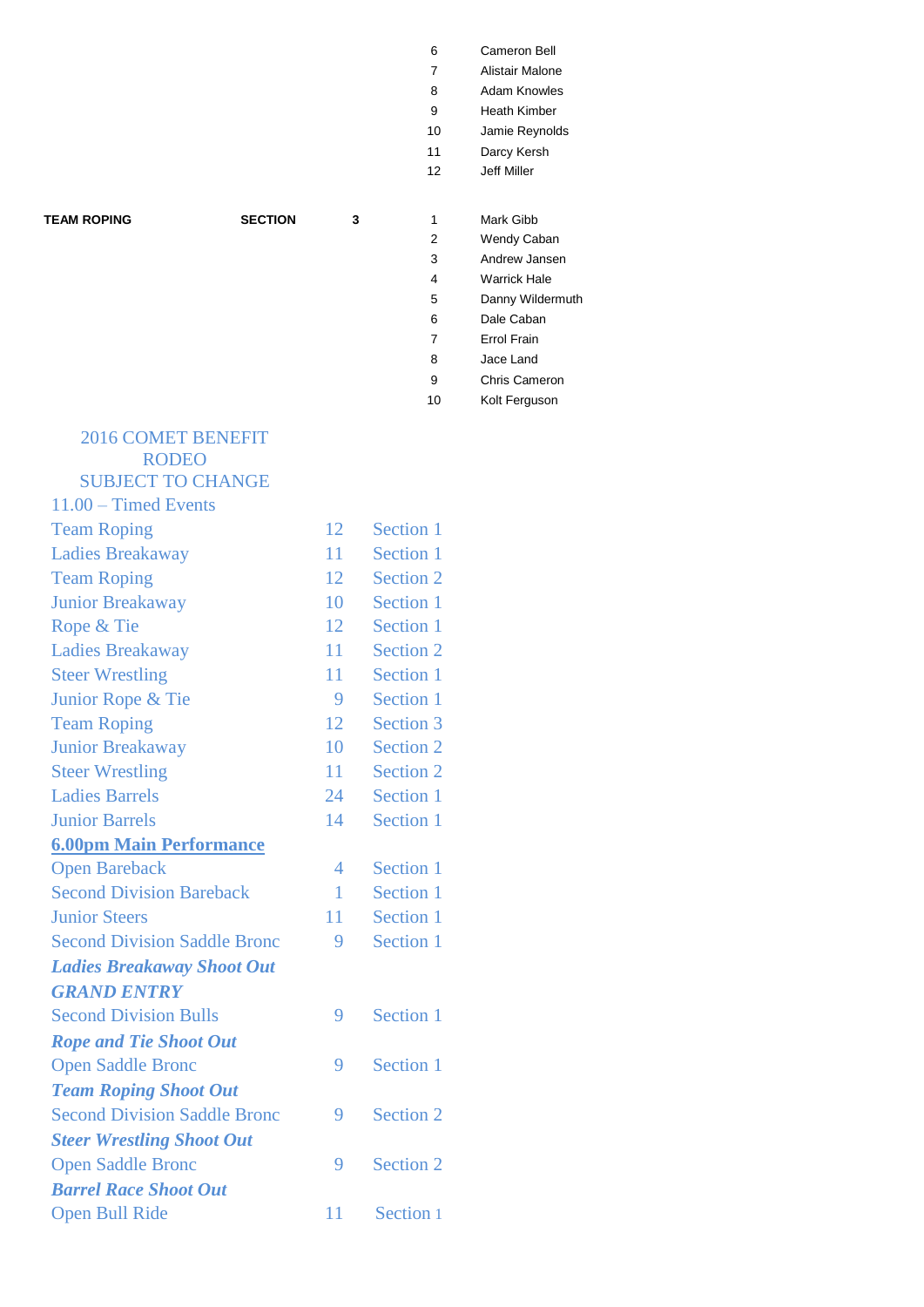| | | | | |
|---|---|---|---|---|
| | | | 6 | Cameron Bell |
| | | | 7 | Alistair Malone |
| | | | 8 | Adam Knowles |
| | | | 9 | Heath Kimber |
| | | | 10 | Jamie Reynolds |
| | | | 11 | Darcy Kersh |
| | | | 12 | Jeff Miller |

| | | | | |
|---|---|---|---|---|
| **TEAM ROPING** | **SECTION** | **3** | 1 | Mark Gibb |
| | | | 2 | Wendy Caban |
| | | | 3 | Andrew Jansen |
| | | | 4 | Warrick Hale |
| | | | 5 | Danny Wildermuth |
| | | | 6 | Dale Caban |
| | | | 7 | Errol Frain |
| | | | 8 | Jace Land |
| | | | 9 | Chris Cameron |
| | | | 10 | Kolt Ferguson |

2016 COMET BENEFIT RODEO
SUBJECT TO CHANGE

11.00 – Timed Events

| | | |
|---|---|---|
| Team Roping | 12 | Section 1 |
| Ladies Breakaway | 11 | Section 1 |
| Team Roping | 12 | Section 2 |
| Junior Breakaway | 10 | Section 1 |
| Rope & Tie | 12 | Section 1 |
| Ladies Breakaway | 11 | Section 2 |
| Steer Wrestling | 11 | Section 1 |
| Junior Rope & Tie | 9 | Section 1 |
| Team Roping | 12 | Section 3 |
| Junior Breakaway | 10 | Section 2 |
| Steer Wrestling | 11 | Section 2 |
| Ladies Barrels | 24 | Section 1 |
| Junior Barrels | 14 | Section 1 |

**6.00pm Main Performance**

| | | |
|---|---|---|
| Open Bareback | 4 | Section 1 |
| Second Division Bareback | 1 | Section 1 |
| Junior Steers | 11 | Section 1 |
| Second Division Saddle Bronc | 9 | Section 1 |
| ***Ladies Breakaway Shoot Out*** | | |
| ***GRAND ENTRY*** | | |
| Second Division Bulls | 9 | Section 1 |
| ***Rope and Tie Shoot Out*** | | |
| Open Saddle Bronc | 9 | Section 1 |
| ***Team Roping Shoot Out*** | | |
| Second Division Saddle Bronc | 9 | Section 2 |
| ***Steer Wrestling Shoot Out*** | | |
| Open Saddle Bronc | 9 | Section 2 |
| ***Barrel Race Shoot Out*** | | |
| Open Bull Ride | 11 | Section 1 |